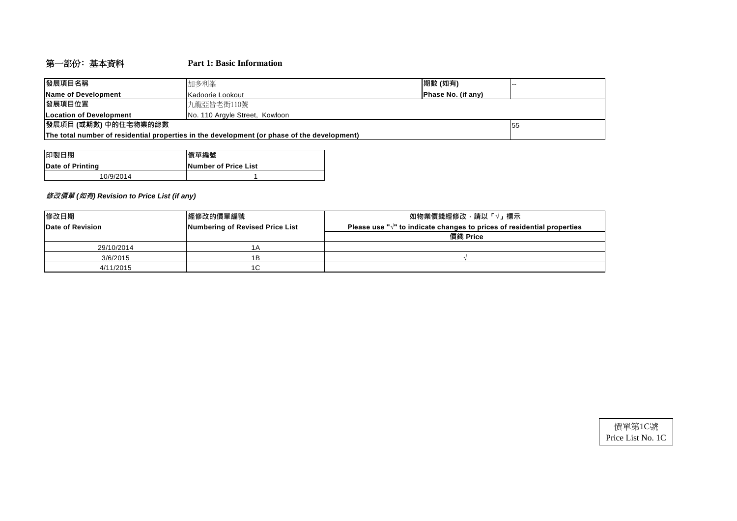## 第一部份：基本資料　　Part 1: Basic Information

| 發展項目名稱<br>Name of Development | 加多利峯<br>Kadoorie Lookout | 期數 (如有)<br>Phase No. (if any) | -- |
|---|---|---|---|
| 發展項目位置<br>Location of Development | 九龍亞皆老街110號<br>No. 110 Argyle Street, Kowloon | | |
| 發展項目 (或期數) 中的住宅物業的總數<br>The total number of residential properties in the development (or phase of the development) | | | 55 |

| 印製日期<br>Date of Printing | 價單編號<br>Number of Price List |
|---|---|
| 10/9/2014 | 1 |

***修改價單 (如有) Revision to Price List (if any)***

| 修改日期<br>Date of Revision | 經修改的價單編號<br>Numbering of Revised Price List | 如物業價錢經修改，請以「√」標示<br>Please use "√" to indicate changes to prices of residential properties |
|---|---|---|
| | | 價錢 Price |
| 29/10/2014 | 1A | |
| 3/6/2015 | 1B | √ |
| 4/11/2015 | 1C | |

價單第1C號
Price List No. 1C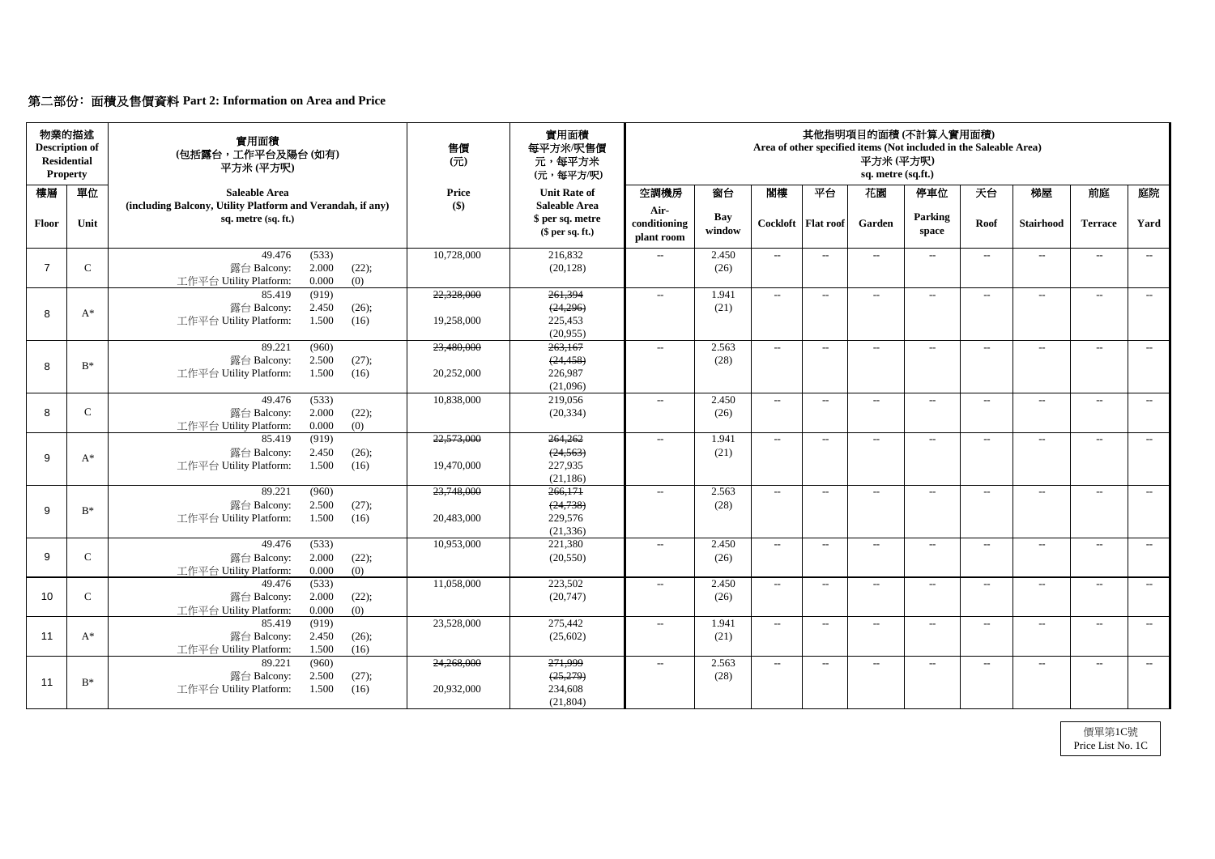## 第二部份: 面積及售價資料 Part 2: Information on Area and Price

| 物業的描述 Description of Residential Property | | 實用面積 (包括露台，工作平台及陽台 (如有) 平方米 (平方呎) | 售價 (元) | 實用面積 每平方米/呎售價 元，每平方米 (元，每平方/呎) | 其他指明項目的面積 (不計算入實用面積) Area of other specified items (Not included in the Saleable Area) 平方米 (平方呎) sq. metre (sq.ft.) | | | | | | | | | |
|---|---|---|---|---|---|---|---|---|---|---|---|---|---|---|
| 樓層 Floor | 單位 Unit | Saleable Area (including Balcony, Utility Platform and Verandah, if any) sq. metre (sq. ft.) | Price ($) | Unit Rate of Saleable Area $ per sq. metre ($ per sq. ft.) | 空調機房 Air-conditioning plant room | 窗台 Bay window | 閣樓 Cockloft | 平台 Flat roof | 花園 Garden | 停車位 Parking space | 天台 Roof | 梯屋 Stairhood | 前庭 Terrace | 庭院 Yard |
| 7 | C | 49.476 (533) 露台 Balcony: 2.000 (22); 工作平台 Utility Platform: 0.000 (0) | 10,728,000 | 216,832 (20,128) | -- | 2.450 (26) | -- | -- | -- | -- | -- | -- | -- | -- |
| 8 | A* | 85.419 (919) 露台 Balcony: 2.450 (26); 工作平台 Utility Platform: 1.500 (16) | ~~22,328,000~~ 19,258,000 | ~~261,394~~ ~~(24,296)~~ 225,453 (20,955) | -- | 1.941 (21) | -- | -- | -- | -- | -- | -- | -- | -- |
| 8 | B* | 89.221 (960) 露台 Balcony: 2.500 (27); 工作平台 Utility Platform: 1.500 (16) | ~~23,480,000~~ 20,252,000 | ~~263,167~~ ~~(24,458)~~ 226,987 (21,096) | -- | 2.563 (28) | -- | -- | -- | -- | -- | -- | -- | -- |
| 8 | C | 49.476 (533) 露台 Balcony: 2.000 (22); 工作平台 Utility Platform: 0.000 (0) | 10,838,000 | 219,056 (20,334) | -- | 2.450 (26) | -- | -- | -- | -- | -- | -- | -- | -- |
| 9 | A* | 85.419 (919) 露台 Balcony: 2.450 (26); 工作平台 Utility Platform: 1.500 (16) | ~~22,573,000~~ 19,470,000 | ~~264,262~~ ~~(24,563)~~ 227,935 (21,186) | -- | 1.941 (21) | -- | -- | -- | -- | -- | -- | -- | -- |
| 9 | B* | 89.221 (960) 露台 Balcony: 2.500 (27); 工作平台 Utility Platform: 1.500 (16) | ~~23,748,000~~ 20,483,000 | ~~266,171~~ ~~(24,738)~~ 229,576 (21,336) | -- | 2.563 (28) | -- | -- | -- | -- | -- | -- | -- | -- |
| 9 | C | 49.476 (533) 露台 Balcony: 2.000 (22); 工作平台 Utility Platform: 0.000 (0) | 10,953,000 | 221,380 (20,550) | -- | 2.450 (26) | -- | -- | -- | -- | -- | -- | -- | -- |
| 10 | C | 49.476 (533) 露台 Balcony: 2.000 (22); 工作平台 Utility Platform: 0.000 (0) | 11,058,000 | 223,502 (20,747) | -- | 2.450 (26) | -- | -- | -- | -- | -- | -- | -- | -- |
| 11 | A* | 85.419 (919) 露台 Balcony: 2.450 (26); 工作平台 Utility Platform: 1.500 (16) | 23,528,000 | 275,442 (25,602) | -- | 1.941 (21) | -- | -- | -- | -- | -- | -- | -- | -- |
| 11 | B* | 89.221 (960) 露台 Balcony: 2.500 (27); 工作平台 Utility Platform: 1.500 (16) | ~~24,268,000~~ 20,932,000 | ~~271,999~~ ~~(25,279)~~ 234,608 (21,804) | -- | 2.563 (28) | -- | -- | -- | -- | -- | -- | -- | -- |

價單第1C號
Price List No. 1C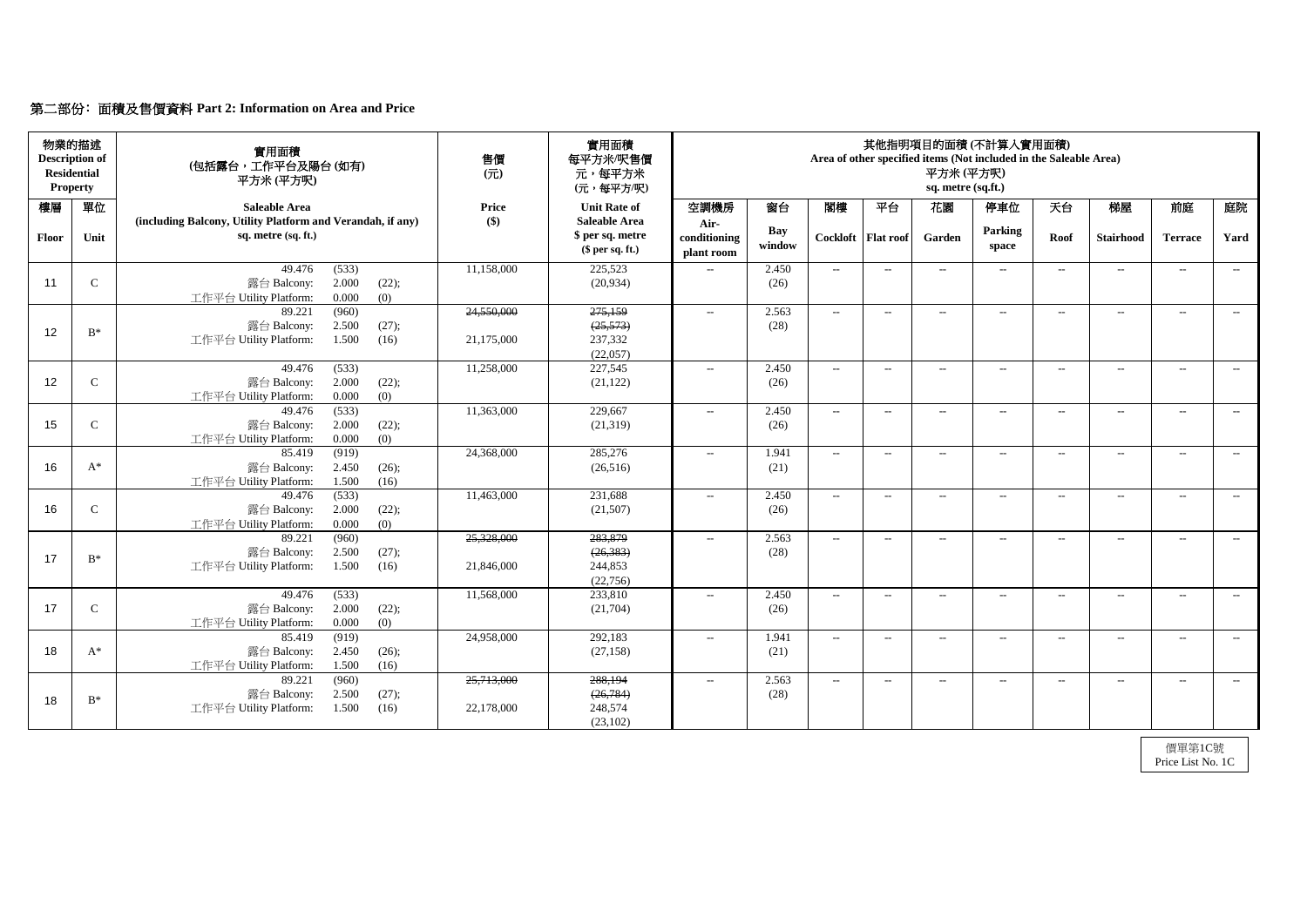## 第二部份：面積及售價資料 Part 2: Information on Area and Price

| 物業的描述 Description of Residential Property | | 實用面積 (包括露台，工作平台及陽台 (如有)) 平方米 (平方呎) | 售價 (元) | 實用面積 每平方米/呎售價 元，每平方米 (元，每平方/呎) | 其他指明項目的面積 (不計算入實用面積) Area of other specified items (Not included in the Saleable Area) 平方米 (平方呎) sq. metre (sq.ft.) | | | | | | | | | |
|---|---|---|---|---|---|---|---|---|---|---|---|---|---|---|
| 樓層 Floor | 單位 Unit | Saleable Area (including Balcony, Utility Platform and Verandah, if any) sq. metre (sq. ft.) | Price ($) | Unit Rate of Saleable Area $ per sq. metre ($ per sq. ft.) | 空調機房 Air-conditioning plant room | 窗台 Bay window | 閣樓 Cockloft | 平台 Flat roof | 花園 Garden | 停車位 Parking space | 天台 Roof | 梯屋 Stairhood | 前庭 Terrace | 庭院 Yard |
| 11 | C | 49.476 (533) 露台 Balcony: 2.000 (22); 工作平台 Utility Platform: 0.000 (0) | 11,158,000 | 225,523 (20,934) | -- | 2.450 (26) | -- | -- | -- | -- | -- | -- | -- | -- |
| 12 | B* | 89.221 (960) 露台 Balcony: 2.500 (27); 工作平台 Utility Platform: 1.500 (16) | ~~24,550,000~~ 21,175,000 | ~~275,159 (25,573)~~ 237,332 (22,057) | -- | 2.563 (28) | -- | -- | -- | -- | -- | -- | -- | -- |
| 12 | C | 49.476 (533) 露台 Balcony: 2.000 (22); 工作平台 Utility Platform: 0.000 (0) | 11,258,000 | 227,545 (21,122) | -- | 2.450 (26) | -- | -- | -- | -- | -- | -- | -- | -- |
| 15 | C | 49.476 (533) 露台 Balcony: 2.000 (22); 工作平台 Utility Platform: 0.000 (0) | 11,363,000 | 229,667 (21,319) | -- | 2.450 (26) | -- | -- | -- | -- | -- | -- | -- | -- |
| 16 | A* | 85.419 (919) 露台 Balcony: 2.450 (26); 工作平台 Utility Platform: 1.500 (16) | 24,368,000 | 285,276 (26,516) | -- | 1.941 (21) | -- | -- | -- | -- | -- | -- | -- | -- |
| 16 | C | 49.476 (533) 露台 Balcony: 2.000 (22); 工作平台 Utility Platform: 0.000 (0) | 11,463,000 | 231,688 (21,507) | -- | 2.450 (26) | -- | -- | -- | -- | -- | -- | -- | -- |
| 17 | B* | 89.221 (960) 露台 Balcony: 2.500 (27); 工作平台 Utility Platform: 1.500 (16) | ~~25,328,000~~ 21,846,000 | ~~283,879 (26,383)~~ 244,853 (22,756) | -- | 2.563 (28) | -- | -- | -- | -- | -- | -- | -- | -- |
| 17 | C | 49.476 (533) 露台 Balcony: 2.000 (22); 工作平台 Utility Platform: 0.000 (0) | 11,568,000 | 233,810 (21,704) | -- | 2.450 (26) | -- | -- | -- | -- | -- | -- | -- | -- |
| 18 | A* | 85.419 (919) 露台 Balcony: 2.450 (26); 工作平台 Utility Platform: 1.500 (16) | 24,958,000 | 292,183 (27,158) | -- | 1.941 (21) | -- | -- | -- | -- | -- | -- | -- | -- |
| 18 | B* | 89.221 (960) 露台 Balcony: 2.500 (27); 工作平台 Utility Platform: 1.500 (16) | ~~25,713,000~~ 22,178,000 | ~~288,194 (26,784)~~ 248,574 (23,102) | -- | 2.563 (28) | -- | -- | -- | -- | -- | -- | -- | -- |

價單第1C號
Price List No. 1C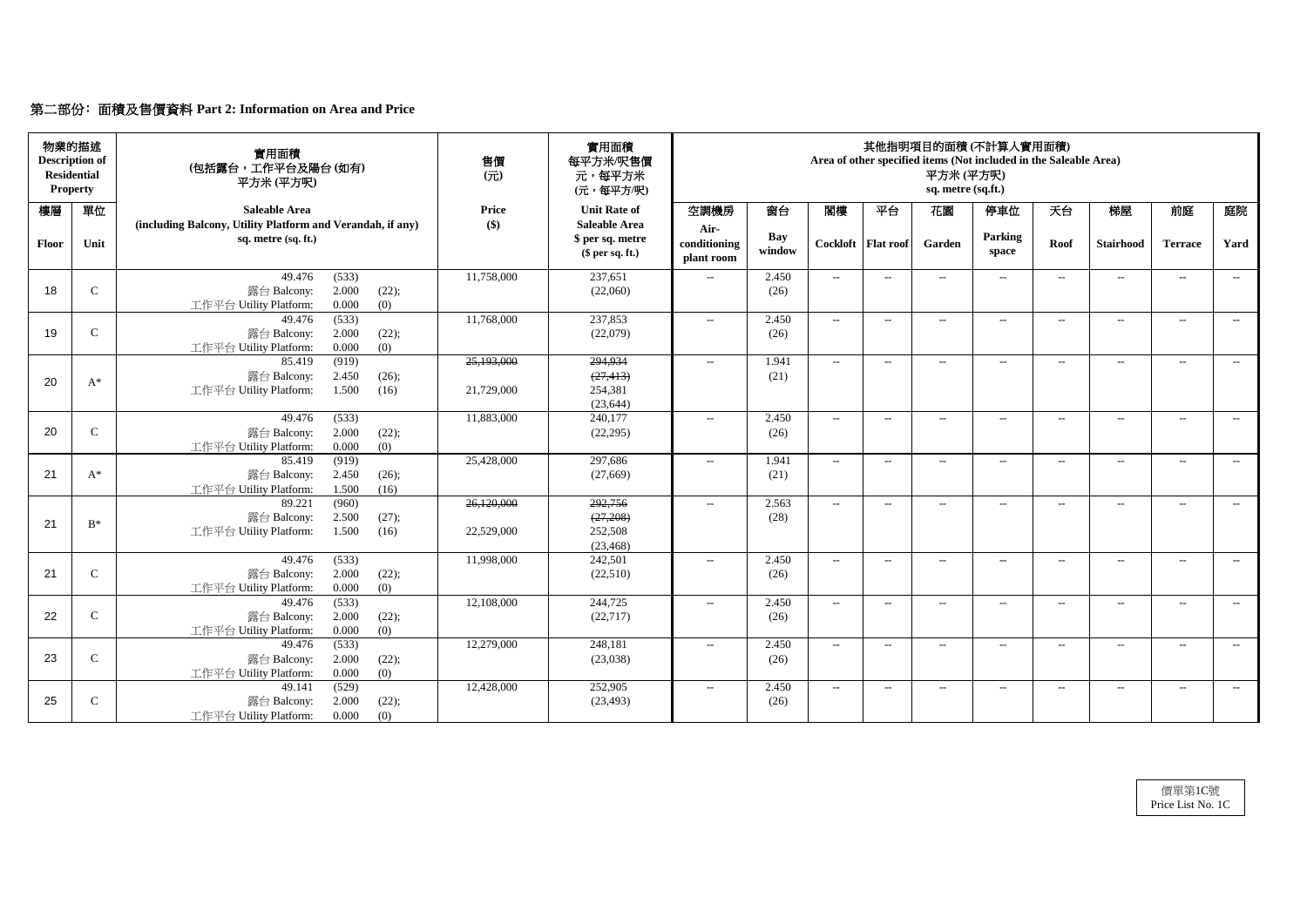## 第二部份：面積及售價資料 Part 2: Information on Area and Price

| 物業的描述 Description of Residential Property | | 實用面積 (包括露台，工作平台及陽台 (如有)) 平方米 (平方呎) | 售價 (元) | 實用面積 每平方米/呎售價 元，每平方米 (元，每平方/呎) | 其他指明項目的面積 (不計算入實用面積) Area of other specified items (Not included in the Saleable Area) 平方米 (平方呎) sq. metre (sq.ft.) | | | | | | | | | |
|---|---|---|---|---|---|---|---|---|---|---|---|---|---|---|
| 樓層 Floor | 單位 Unit | Saleable Area (including Balcony, Utility Platform and Verandah, if any) sq. metre (sq. ft.) | Price ($) | Unit Rate of Saleable Area $ per sq. metre ($ per sq. ft.) | 空調機房 Air-conditioning plant room | 窗台 Bay window | 閣樓 Cockloft | 平台 Flat roof | 花園 Garden | 停車位 Parking space | 天台 Roof | 梯屋 Stairhood | 前庭 Terrace | 庭院 Yard |
| 18 | C | 49.476 (533) 露台 Balcony: 2.000 (22); 工作平台 Utility Platform: 0.000 (0) | 11,758,000 | 237,651 (22,060) | -- | 2.450 (26) | -- | -- | -- | -- | -- | -- | -- | -- |
| 19 | C | 49.476 (533) 露台 Balcony: 2.000 (22); 工作平台 Utility Platform: 0.000 (0) | 11,768,000 | 237,853 (22,079) | -- | 2.450 (26) | -- | -- | -- | -- | -- | -- | -- | -- |
| 20 | A* | 85.419 (919) 露台 Balcony: 2.450 (26); 工作平台 Utility Platform: 1.500 (16) | ~~25,193,000~~ 21,729,000 | ~~294,934~~ ~~(27,413)~~ 254,381 (23,644) | -- | 1.941 (21) | -- | -- | -- | -- | -- | -- | -- | -- |
| 20 | C | 49.476 (533) 露台 Balcony: 2.000 (22); 工作平台 Utility Platform: 0.000 (0) | 11,883,000 | 240,177 (22,295) | -- | 2.450 (26) | -- | -- | -- | -- | -- | -- | -- | -- |
| 21 | A* | 85.419 (919) 露台 Balcony: 2.450 (26); 工作平台 Utility Platform: 1.500 (16) | 25,428,000 | 297,686 (27,669) | -- | 1.941 (21) | -- | -- | -- | -- | -- | -- | -- | -- |
| 21 | B* | 89.221 (960) 露台 Balcony: 2.500 (27); 工作平台 Utility Platform: 1.500 (16) | ~~26,120,000~~ 22,529,000 | ~~292,756~~ ~~(27,208)~~ 252,508 (23,468) | -- | 2.563 (28) | -- | -- | -- | -- | -- | -- | -- | -- |
| 21 | C | 49.476 (533) 露台 Balcony: 2.000 (22); 工作平台 Utility Platform: 0.000 (0) | 11,998,000 | 242,501 (22,510) | -- | 2.450 (26) | -- | -- | -- | -- | -- | -- | -- | -- |
| 22 | C | 49.476 (533) 露台 Balcony: 2.000 (22); 工作平台 Utility Platform: 0.000 (0) | 12,108,000 | 244,725 (22,717) | -- | 2.450 (26) | -- | -- | -- | -- | -- | -- | -- | -- |
| 23 | C | 49.476 (533) 露台 Balcony: 2.000 (22); 工作平台 Utility Platform: 0.000 (0) | 12,279,000 | 248,181 (23,038) | -- | 2.450 (26) | -- | -- | -- | -- | -- | -- | -- | -- |
| 25 | C | 49.141 (529) 露台 Balcony: 2.000 (22); 工作平台 Utility Platform: 0.000 (0) | 12,428,000 | 252,905 (23,493) | -- | 2.450 (26) | -- | -- | -- | -- | -- | -- | -- | -- |

價單第1C號
Price List No. 1C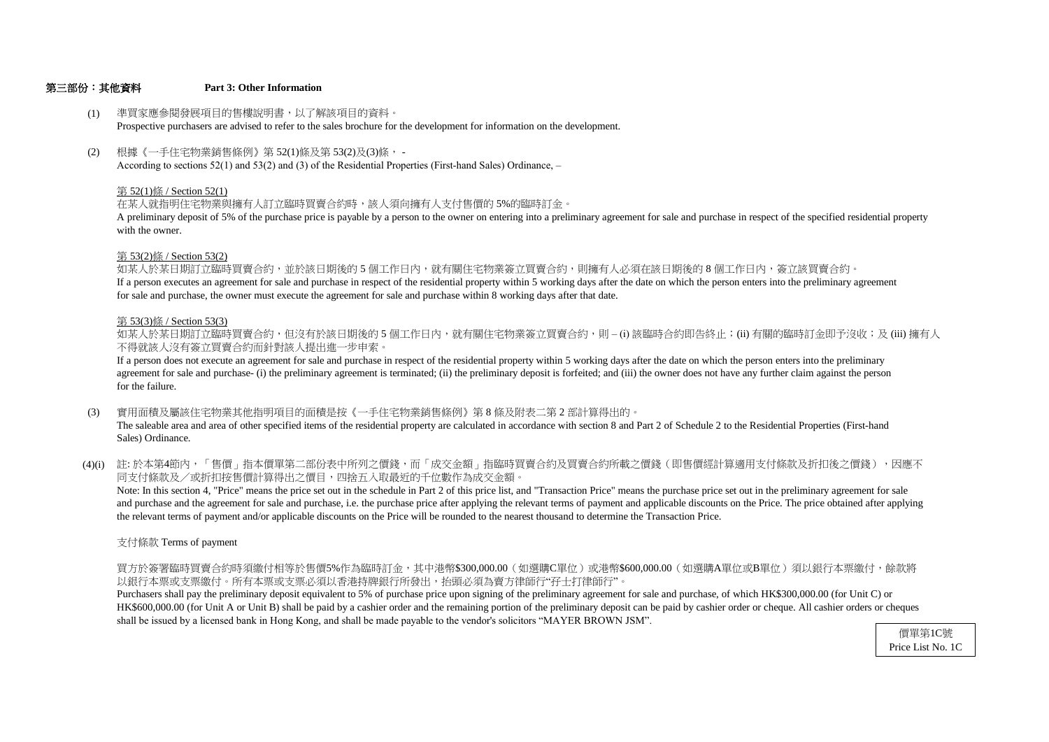## 第三部份：其他資料 Part 3: Other Information

(1) 準買家應參閱發展項目的售樓說明書，以了解該項目的資料。
Prospective purchasers are advised to refer to the sales brochure for the development for information on the development.

(2) 根據《一手住宅物業銷售條例》第 52(1)條及第 53(2)及(3)條， -
According to sections 52(1) and 53(2) and (3) of the Residential Properties (First-hand Sales) Ordinance, –

第 52(1)條 / Section 52(1)
在某人就指明住宅物業與擁有人訂立臨時買賣合約時，該人須向擁有人支付售價的 5%的臨時訂金。
A preliminary deposit of 5% of the purchase price is payable by a person to the owner on entering into a preliminary agreement for sale and purchase in respect of the specified residential property with the owner.

第 53(2)條 / Section 53(2)
如某人於某日期訂立臨時買賣合約，並於該日期後的 5 個工作日內，就有關住宅物業簽立買賣合約，則擁有人必須在該日期後的 8 個工作日內，簽立該買賣合約。
If a person executes an agreement for sale and purchase in respect of the residential property within 5 working days after the date on which the person enters into the preliminary agreement for sale and purchase, the owner must execute the agreement for sale and purchase within 8 working days after that date.

第 53(3)條 / Section 53(3)
如某人於某日期訂立臨時買賣合約，但沒有於該日期後的 5 個工作日內，就有關住宅物業簽立買賣合約，則 – (i) 該臨時合約即告終止；(ii) 有關的臨時訂金即予沒收；及 (iii) 擁有人不得就該人沒有簽立買賣合約而針對該人提出進一步申索。
If a person does not execute an agreement for sale and purchase in respect of the residential property within 5 working days after the date on which the person enters into the preliminary agreement for sale and purchase- (i) the preliminary agreement is terminated; (ii) the preliminary deposit is forfeited; and (iii) the owner does not have any further claim against the person for the failure.

(3) 實用面積及屬該住宅物業其他指明項目的面積是按《一手住宅物業銷售條例》第 8 條及附表二第 2 部計算得出的。
The saleable area and area of other specified items of the residential property are calculated in accordance with section 8 and Part 2 of Schedule 2 to the Residential Properties (First-hand Sales) Ordinance.

(4)(i) 註: 於本第4節內，「售價」指本價單第二部份表中所列之價錢，而「成交金額」指臨時買賣合約及買賣合約所載之價錢（即售價經計算適用支付條款及折扣後之價錢），因應不同支付條款及／或折扣按售價計算得出之價目，四捨五入取最近的千位數作為成交金額。
Note: In this section 4, "Price" means the price set out in the schedule in Part 2 of this price list, and "Transaction Price" means the purchase price set out in the preliminary agreement for sale and purchase and the agreement for sale and purchase, i.e. the purchase price after applying the relevant terms of payment and applicable discounts on the Price. The price obtained after applying the relevant terms of payment and/or applicable discounts on the Price will be rounded to the nearest thousand to determine the Transaction Price.

支付條款 Terms of payment

買方於簽署臨時買賣合約時須繳付相等於售價5%作為臨時訂金，其中港幣$300,000.00（如選購C單位）或港幣$600,000.00（如選購A單位或B單位）須以銀行本票繳付，餘款將以銀行本票或支票繳付。所有本票或支票必須以香港持牌銀行所發出，抬頭必須為賣方律師行"孖士打律師行"。
Purchasers shall pay the preliminary deposit equivalent to 5% of purchase price upon signing of the preliminary agreement for sale and purchase, of which HK$300,000.00 (for Unit C) or HK$600,000.00 (for Unit A or Unit B) shall be paid by a cashier order and the remaining portion of the preliminary deposit can be paid by cashier order or cheque. All cashier orders or cheques shall be issued by a licensed bank in Hong Kong, and shall be made payable to the vendor's solicitors "MAYER BROWN JSM".

價單第1C號
Price List No. 1C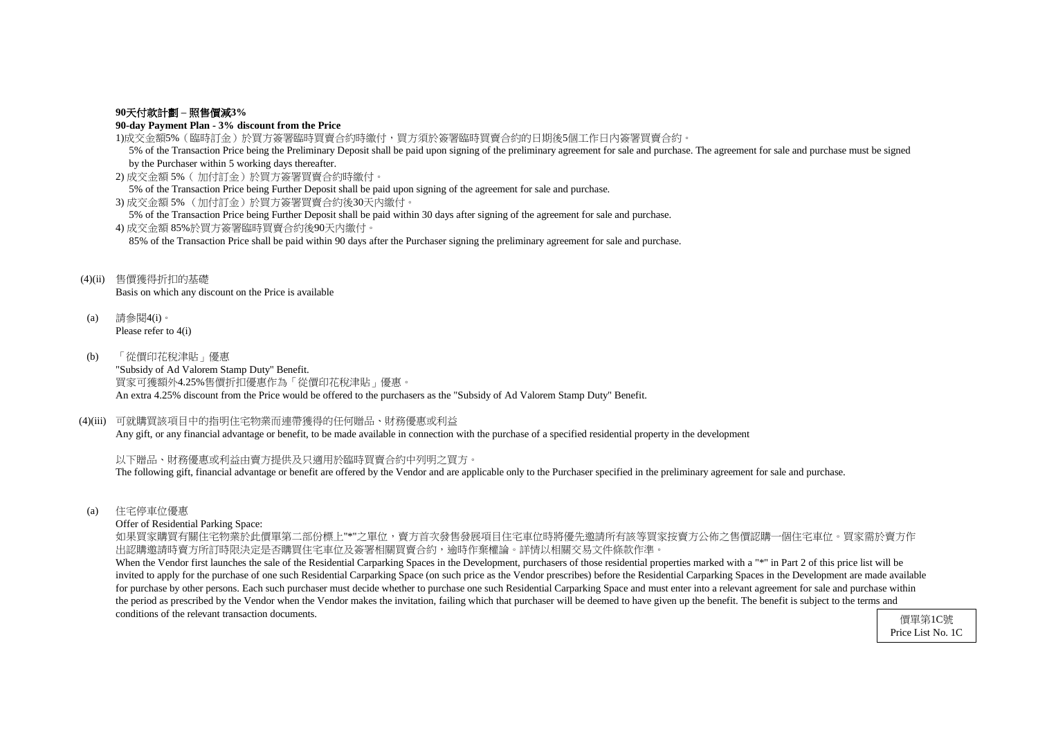**90天付款計劃 – 照售價減3%**

**90-day Payment Plan - 3% discount from the Price**

1)成交金額5%（臨時訂金）於買方簽署臨時買賣合約時繳付，買方須於簽署臨時買賣合約的日期後5個工作日內簽署買賣合約。

5% of the Transaction Price being the Preliminary Deposit shall be paid upon signing of the preliminary agreement for sale and purchase. The agreement for sale and purchase must be signed by the Purchaser within 5 working days thereafter.

2) 成交金額 5%（ 加付訂金）於買方簽署買賣合約時繳付。

5% of the Transaction Price being Further Deposit shall be paid upon signing of the agreement for sale and purchase.

3) 成交金額 5% （加付訂金）於買方簽署買賣合約後30天內繳付。

5% of the Transaction Price being Further Deposit shall be paid within 30 days after signing of the agreement for sale and purchase.

4) 成交金額 85%於買方簽署臨時買賣合約後90天內繳付。

85% of the Transaction Price shall be paid within 90 days after the Purchaser signing the preliminary agreement for sale and purchase.

(4)(ii) 售價獲得折扣的基礎

Basis on which any discount on the Price is available

(a) 請參閱4(i)。

Please refer to 4(i)

(b) 「從價印花稅津貼」優惠

"Subsidy of Ad Valorem Stamp Duty" Benefit.

買家可獲額外4.25%售價折扣優惠作為「從價印花稅津貼」優惠。

An extra 4.25% discount from the Price would be offered to the purchasers as the "Subsidy of Ad Valorem Stamp Duty" Benefit.

(4)(iii) 可就購買該項目中的指明住宅物業而連帶獲得的任何贈品、財務優惠或利益

Any gift, or any financial advantage or benefit, to be made available in connection with the purchase of a specified residential property in the development

以下贈品、財務優惠或利益由賣方提供及只適用於臨時買賣合約中列明之買方。

The following gift, financial advantage or benefit are offered by the Vendor and are applicable only to the Purchaser specified in the preliminary agreement for sale and purchase.

(a) 住宅停車位優惠

Offer of Residential Parking Space:

如果買家購買有關住宅物業於此價單第二部份標上"*"之單位，賣方首次發售發展項目住宅車位時將優先邀請所有該等買家按賣方公佈之售價認購一個住宅車位。買家需於賣方作出認購邀請時賣方所訂時限決定是否購買住宅車位及簽署相關買賣合約，逾時作棄權論。詳情以相關交易文件條款作準。

When the Vendor first launches the sale of the Residential Carparking Spaces in the Development, purchasers of those residential properties marked with a "*" in Part 2 of this price list will be invited to apply for the purchase of one such Residential Carparking Space (on such price as the Vendor prescribes) before the Residential Carparking Spaces in the Development are made available for purchase by other persons. Each such purchaser must decide whether to purchase one such Residential Carparking Space and must enter into a relevant agreement for sale and purchase within the period as prescribed by the Vendor when the Vendor makes the invitation, failing which that purchaser will be deemed to have given up the benefit. The benefit is subject to the terms and conditions of the relevant transaction documents.

價單第1C號
Price List No. 1C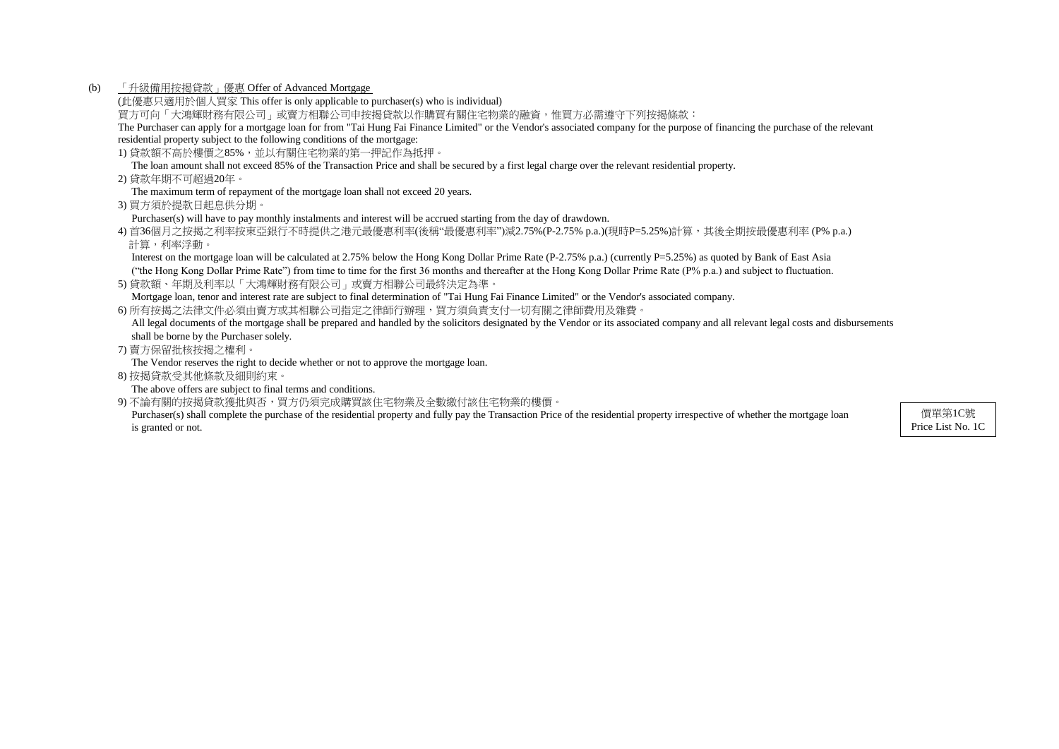(b) 「升級備用按揭貸款」優惠 Offer of Advanced Mortgage

(此優惠只適用於個人買家 This offer is only applicable to purchaser(s) who is individual)

買方可向「大鴻輝財務有限公司」或賣方相聯公司申按揭貸款以作購買有關住宅物業的融資，惟買方必需遵守下列按揭條款：

The Purchaser can apply for a mortgage loan for from "Tai Hung Fai Finance Limited" or the Vendor's associated company for the purpose of financing the purchase of the relevant residential property subject to the following conditions of the mortgage:

1) 貸款額不高於樓價之85%，並以有關住宅物業的第一押記作為抵押。
   The loan amount shall not exceed 85% of the Transaction Price and shall be secured by a first legal charge over the relevant residential property.

2) 貸款年期不可超過20年。
   The maximum term of repayment of the mortgage loan shall not exceed 20 years.

3) 買方須於提款日起息供分期。
   Purchaser(s) will have to pay monthly instalments and interest will be accrued starting from the day of drawdown.

4) 首36個月之按揭之利率按東亞銀行不時提供之港元最優惠利率(後稱“最優惠利率”)減2.75%(P-2.75% p.a.)(現時P=5.25%)計算，其後全期按最優惠利率 (P% p.a.) 計算，利率浮動。
   Interest on the mortgage loan will be calculated at 2.75% below the Hong Kong Dollar Prime Rate (P-2.75% p.a.) (currently P=5.25%) as quoted by Bank of East Asia (“the Hong Kong Dollar Prime Rate”) from time to time for the first 36 months and thereafter at the Hong Kong Dollar Prime Rate (P% p.a.) and subject to fluctuation.

5) 貸款額、年期及利率以「大鴻輝財務有限公司」或賣方相聯公司最終決定為準。
   Mortgage loan, tenor and interest rate are subject to final determination of "Tai Hung Fai Finance Limited" or the Vendor's associated company.

6) 所有按揭之法律文件必須由賣方或其相聯公司指定之律師行辦理，買方須負責支付一切有關之律師費用及雜費。
   All legal documents of the mortgage shall be prepared and handled by the solicitors designated by the Vendor or its associated company and all relevant legal costs and disbursements shall be borne by the Purchaser solely.

7) 賣方保留批核按揭之權利。
   The Vendor reserves the right to decide whether or not to approve the mortgage loan.

8) 按揭貸款受其他條款及細則約束。
   The above offers are subject to final terms and conditions.

9) 不論有關的按揭貸款獲批與否，買方仍須完成購買該住宅物業及全數繳付該住宅物業的樓價。
   Purchaser(s) shall complete the purchase of the residential property and fully pay the Transaction Price of the residential property irrespective of whether the mortgage loan is granted or not.

價單第1C號
Price List No. 1C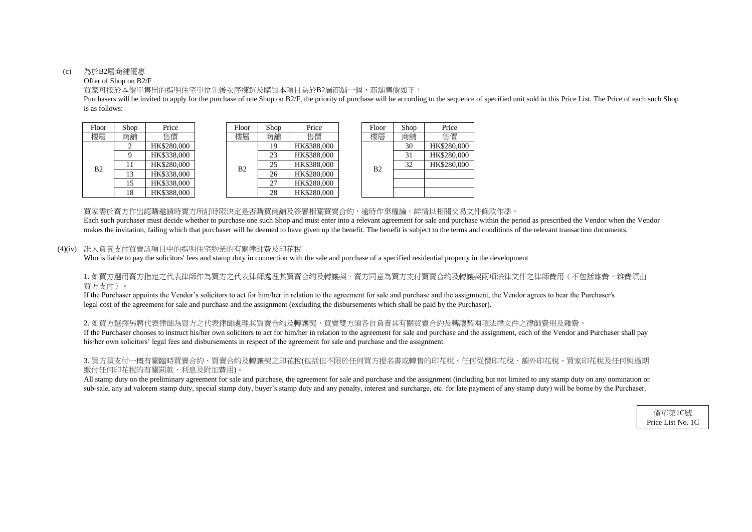(c) 為於B2層商舖優惠

Offer of Shop on B2/F

買家可按於本價單售出的指明住宅單位先後次序揀選及購買本項目為於B2層商舖一個，商舖售價如下：

Purchasers will be invited to apply for the purchase of one Shop on B2/F, the priority of purchase will be according to the sequence of specified unit sold in this Price List. The Price of each such Shop is as follows:

| Floor 樓層 | Shop 商舖 | Price 售價 |
|---|---|---|
| B2 | 2 | HK$280,000 |
| | 9 | HK$338,000 |
| | 11 | HK$280,000 |
| | 13 | HK$338,000 |
| | 15 | HK$338,000 |
| | 18 | HK$388,000 |

| Floor 樓層 | Shop 商舖 | Price 售價 |
|---|---|---|
| B2 | 19 | HK$388,000 |
| | 23 | HK$388,000 |
| | 25 | HK$388,000 |
| | 26 | HK$280,000 |
| | 27 | HK$280,000 |
| | 28 | HK$280,000 |

| Floor 樓層 | Shop 商舖 | Price 售價 |
|---|---|---|
| B2 | 30 | HK$280,000 |
| | 31 | HK$280,000 |
| | 32 | HK$280,000 |
| | | |
| | | |
| | | |

買家需於賣方作出認購邀請時賣方所訂時限決定是否購買商舖及簽署相關買賣合約，逾時作棄權論。詳情以相關交易文件條款作準。

Each such purchaser must decide whether to purchase one such Shop and must enter into a relevant agreement for sale and purchase within the period as prescribed the Vendor when the Vendor makes the invitation, failing which that purchaser will be deemed to have given up the benefit. The benefit is subject to the terms and conditions of the relevant transaction documents.

(4)(iv) 誰人負責支付買賣該項目中的指明住宅物業的有關律師費及印花稅

Who is liable to pay the solicitors' fees and stamp duty in connection with the sale and purchase of a specified residential property in the development

1. 如買方選用賣方指定之代表律師作為買方之代表律師處理其買賣合約及轉讓契，賣方同意為買方支付買賣合約及轉讓契兩項法律文件之律師費用（不包括雜費，雜費須由買方支付）。

If the Purchaser appoints the Vendor's solicitors to act for him/her in relation to the agreement for sale and purchase and the assignment, the Vendor agrees to bear the Purchaser's legal cost of the agreement for sale and purchase and the assignment (excluding the disbursements which shall be paid by the Purchaser).

2. 如買方選擇另聘代表律師為買方之代表律師處理其買賣合約及轉讓契，買賣雙方須各自負責其有關買賣合約及轉讓契兩項法律文件之律師費用及雜費。

If the Purchaser chooses to instruct his/her own solicitors to act for him/her in relation to the agreement for sale and purchase and the assignment, each of the Vendor and Purchaser shall pay his/her own solicitors' legal fees and disbursements in respect of the agreement for sale and purchase and the assignment.

3. 買方須支付一概有關臨時買賣合約、買賣合約及轉讓契之印花稅(包括但不限於任何買方提名書或轉售的印花稅、任何從價印花稅、額外印花稅、買家印花稅及任何與過期繳付任何印花稅的有關罰款、利息及附加費用)。

All stamp duty on the preliminary agreement for sale and purchase, the agreement for sale and purchase and the assignment (including but not limited to any stamp duty on any nomination or sub-sale, any ad valorem stamp duty, special stamp duty, buyer's stamp duty and any penalty, interest and surcharge, etc. for late payment of any stamp duty) will be borne by the Purchaser.

價單第1C號
Price List No. 1C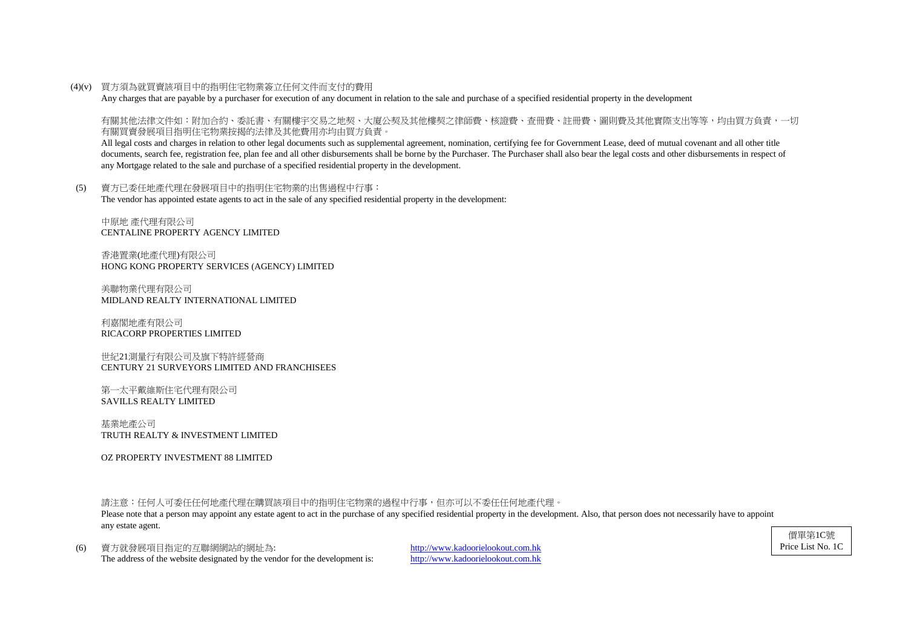(4)(v) 買方須為就買賣該項目中的指明住宅物業簽立任何文件而支付的費用

Any charges that are payable by a purchaser for execution of any document in relation to the sale and purchase of a specified residential property in the development

有關其他法律文件如：附加合約、委託書、有關樓宇交易之地契、大廈公契及其他樓契之律師費、核證費、查冊費、註冊費、圖則費及其他實際支出等等，均由買方負責，一切有關買賣發展項目指明住宅物業按揭的法律及其他費用亦均由買方負責。

All legal costs and charges in relation to other legal documents such as supplemental agreement, nomination, certifying fee for Government Lease, deed of mutual covenant and all other title documents, search fee, registration fee, plan fee and all other disbursements shall be borne by the Purchaser. The Purchaser shall also bear the legal costs and other disbursements in respect of any Mortgage related to the sale and purchase of a specified residential property in the development.

(5) 賣方已委任地產代理在發展項目中的指明住宅物業的出售過程中行事：

The vendor has appointed estate agents to act in the sale of any specified residential property in the development:

中原地 產代理有限公司
CENTALINE PROPERTY AGENCY LIMITED

香港置業(地產代理)有限公司
HONG KONG PROPERTY SERVICES (AGENCY) LIMITED

美聯物業代理有限公司
MIDLAND REALTY INTERNATIONAL LIMITED

利嘉閣地產有限公司
RICACORP PROPERTIES LIMITED

世紀21測量行有限公司及旗下特許經營商
CENTURY 21 SURVEYORS LIMITED AND FRANCHISEES

第一太平戴維斯住宅代理有限公司
SAVILLS REALTY LIMITED

基業地產公司
TRUTH REALTY & INVESTMENT LIMITED

OZ PROPERTY INVESTMENT 88 LIMITED

請注意：任何人可委任任何地產代理在購買該項目中的指明住宅物業的過程中行事，但亦可以不委任任何地產代理。

Please note that a person may appoint any estate agent to act in the purchase of any specified residential property in the development. Also, that person does not necessarily have to appoint any estate agent.

(6) 賣方就發展項目指定的互聯網網站的網址為: http://www.kadoorielookout.com.hk

The address of the website designated by the vendor for the development is: http://www.kadoorielookout.com.hk

價單第1C號
Price List No. 1C